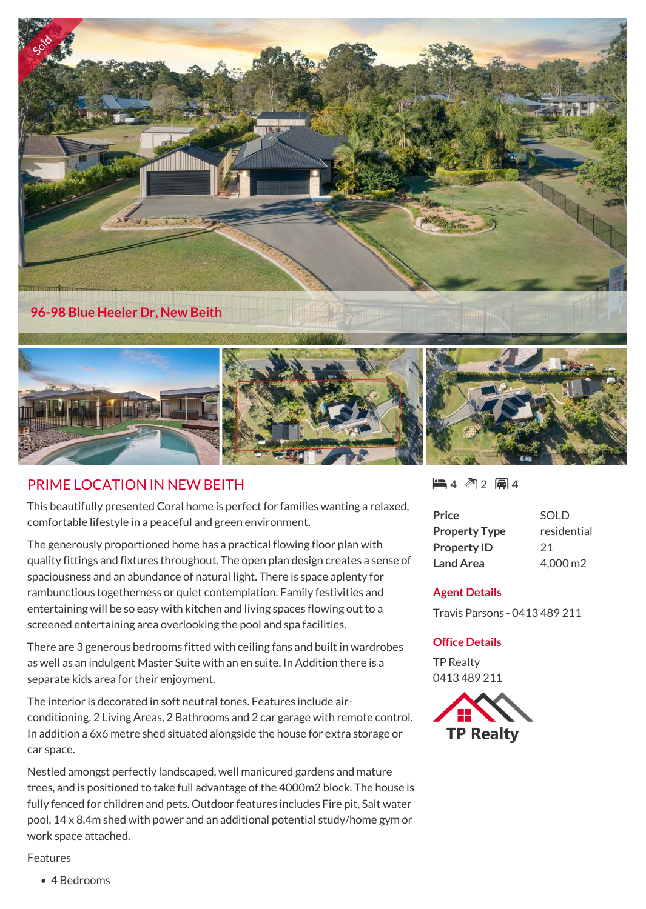Sold

96-98 Blue Heeler Dr, New Beith

## PRIME LOCATION IN NEW BEITH

4 2 4

| | |
|---|---|
| **Price** | SOLD |
| **Property Type** | residential |
| **Property ID** | 21 |
| **Land Area** | 4,000 m2 |

### Agent Details

Travis Parsons - 0413 489 211

### Office Details

TP Realty
0413 489 211

TP Realty

This beautifully presented Coral home is perfect for families wanting a relaxed, comfortable lifestyle in a peaceful and green environment.

The generously proportioned home has a practical flowing floor plan with quality fittings and fixtures throughout. The open plan design creates a sense of spaciousness and an abundance of natural light. There is space aplenty for rambunctious togetherness or quiet contemplation. Family festivities and entertaining will be so easy with kitchen and living spaces flowing out to a screened entertaining area overlooking the pool and spa facilities.

There are 3 generous bedrooms fitted with ceiling fans and built in wardrobes as well as an indulgent Master Suite with an en suite. In Addition there is a separate kids area for their enjoyment.

The interior is decorated in soft neutral tones. Features include air-conditioning, 2 Living Areas, 2 Bathrooms and 2 car garage with remote control. In addition a 6x6 metre shed situated alongside the house for extra storage or car space.

Nestled amongst perfectly landscaped, well manicured gardens and mature trees, and is positioned to take full advantage of the 4000m2 block. The house is fully fenced for children and pets. Outdoor features includes Fire pit, Salt water pool, 14 x 8.4m shed with power and an additional potential study/home gym or work space attached.

Features

- 4 Bedrooms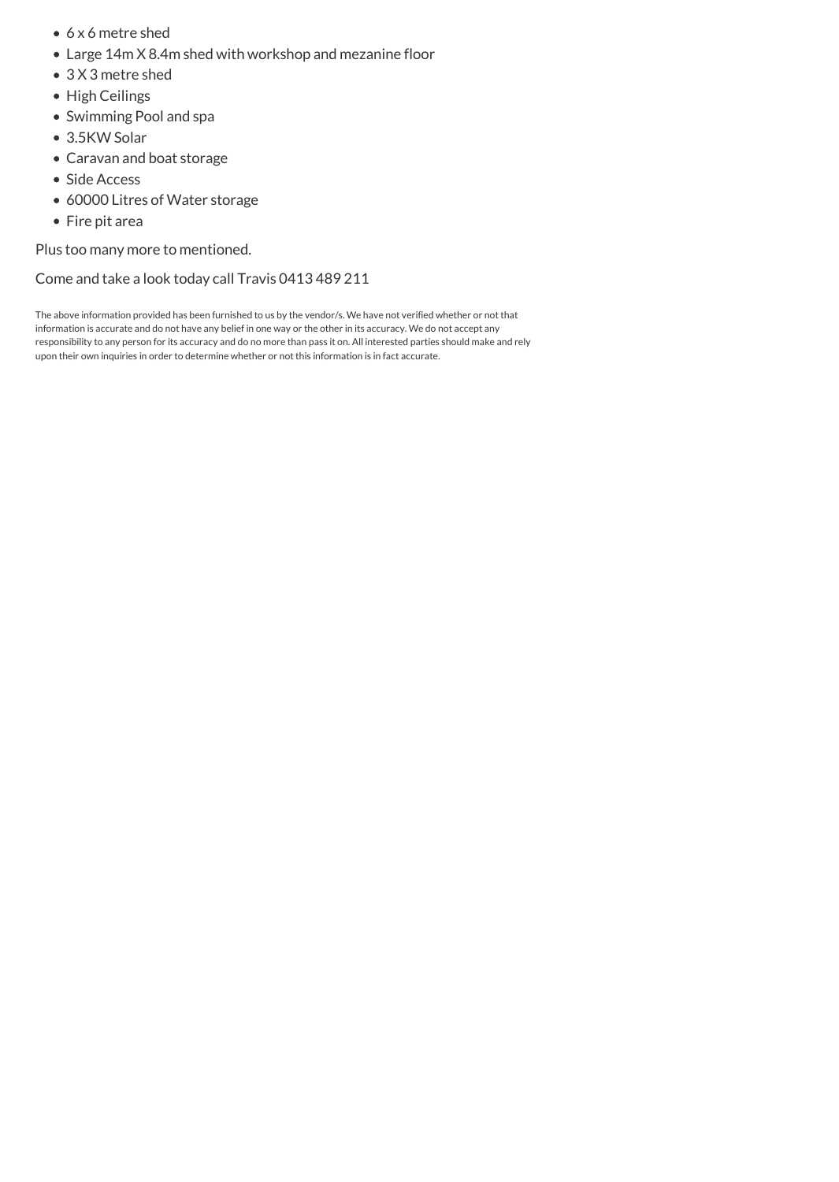- 6 x 6 metre shed
- Large 14m X 8.4m shed with workshop and mezanine floor
- 3 X 3 metre shed
- High Ceilings
- Swimming Pool and spa
- 3.5KW Solar
- Caravan and boat storage
- Side Access
- 60000 Litres of Water storage
- Fire pit area

Plus too many more to mentioned.

Come and take a look today call Travis 0413 489 211

The above information provided has been furnished to us by the vendor/s. We have not verified whether or not that information is accurate and do not have any belief in one way or the other in its accuracy. We do not accept any responsibility to any person for its accuracy and do no more than pass it on. All interested parties should make and rely upon their own inquiries in order to determine whether or not this information is in fact accurate.